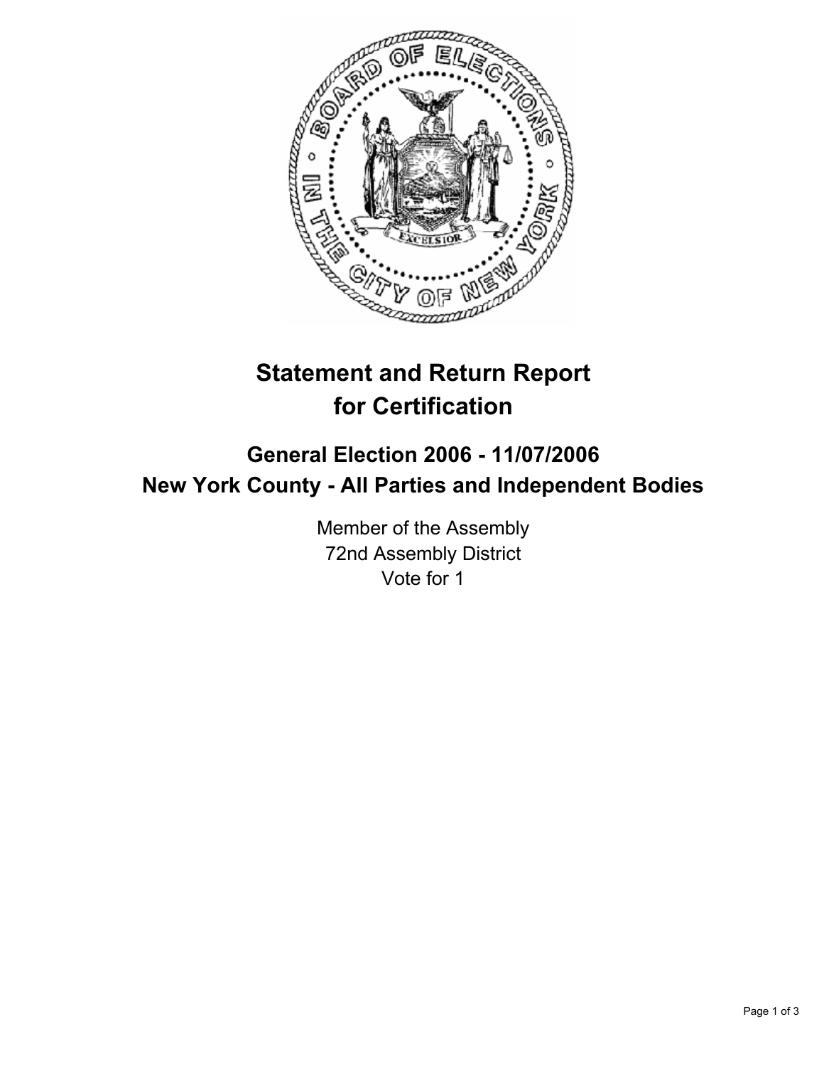# Statement and Return Report for Certification

## General Election 2006 - 11/07/2006
## New York County - All Parties and Independent Bodies

Member of the Assembly
72nd Assembly District
Vote for 1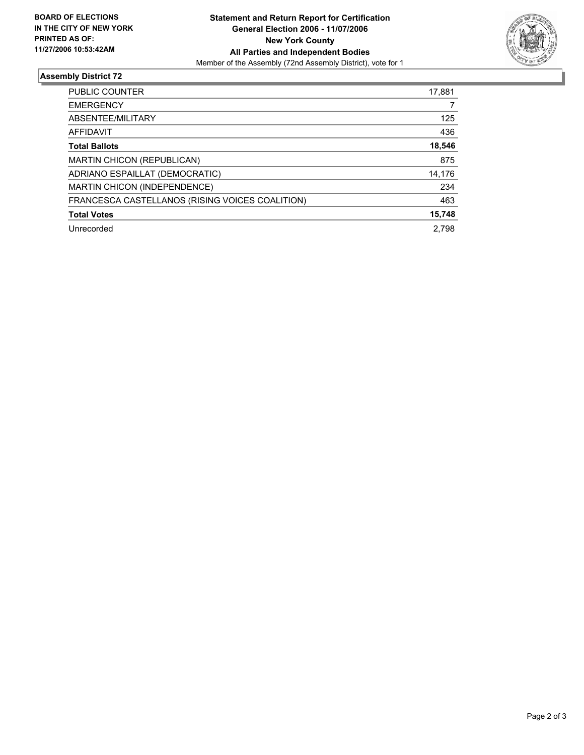**BOARD OF ELECTIONS IN THE CITY OF NEW YORK PRINTED AS OF: 11/27/2006 10:53:42AM**

# Statement and Return Report for Certification
## General Election 2006 - 11/07/2006
## New York County
## All Parties and Independent Bodies

Member of the Assembly (72nd Assembly District), vote for 1

### Assembly District 72

| | |
|---|---|
| PUBLIC COUNTER | 17,881 |
| EMERGENCY | 7 |
| ABSENTEE/MILITARY | 125 |
| AFFIDAVIT | 436 |
| **Total Ballots** | **18,546** |
| MARTIN CHICON (REPUBLICAN) | 875 |
| ADRIANO ESPAILLAT (DEMOCRATIC) | 14,176 |
| MARTIN CHICON (INDEPENDENCE) | 234 |
| FRANCESCA CASTELLANOS (RISING VOICES COALITION) | 463 |
| **Total Votes** | **15,748** |
| Unrecorded | 2,798 |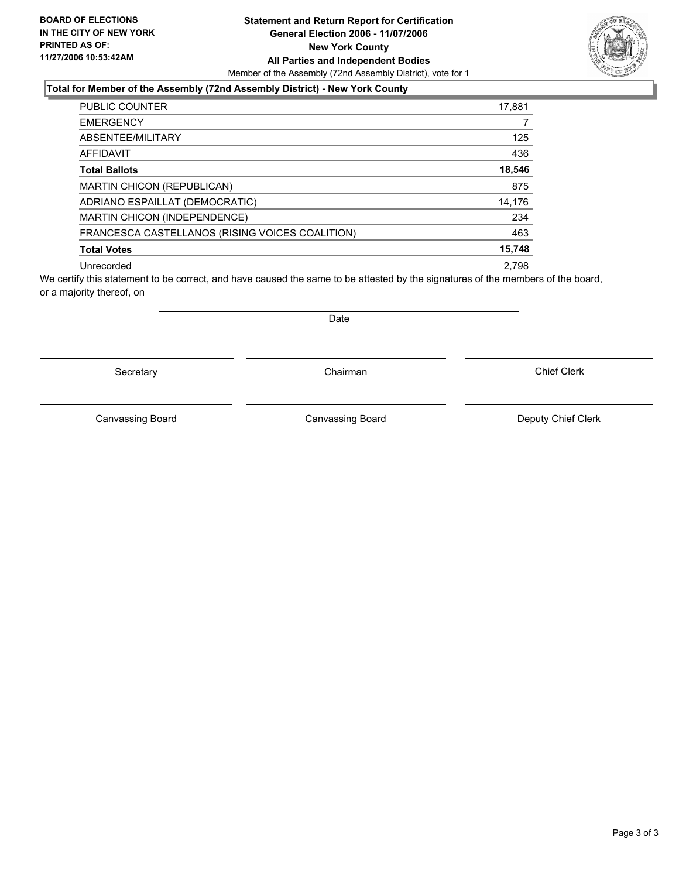**BOARD OF ELECTIONS IN THE CITY OF NEW YORK PRINTED AS OF: 11/27/2006 10:53:42AM**

**Statement and Return Report for Certification**
**General Election 2006 - 11/07/2006**
**New York County**
**All Parties and Independent Bodies**
Member of the Assembly (72nd Assembly District), vote for 1

### Total for Member of the Assembly (72nd Assembly District) - New York County

| | |
|---|---|
| PUBLIC COUNTER | 17,881 |
| EMERGENCY | 7 |
| ABSENTEE/MILITARY | 125 |
| AFFIDAVIT | 436 |
| **Total Ballots** | **18,546** |
| MARTIN CHICON (REPUBLICAN) | 875 |
| ADRIANO ESPAILLAT (DEMOCRATIC) | 14,176 |
| MARTIN CHICON (INDEPENDENCE) | 234 |
| FRANCESCA CASTELLANOS (RISING VOICES COALITION) | 463 |
| **Total Votes** | **15,748** |
| Unrecorded | 2,798 |

We certify this statement to be correct, and have caused the same to be attested by the signatures of the members of the board, or a majority thereof, on

Date

Secretary | Chairman | Chief Clerk

Canvassing Board | Canvassing Board | Deputy Chief Clerk